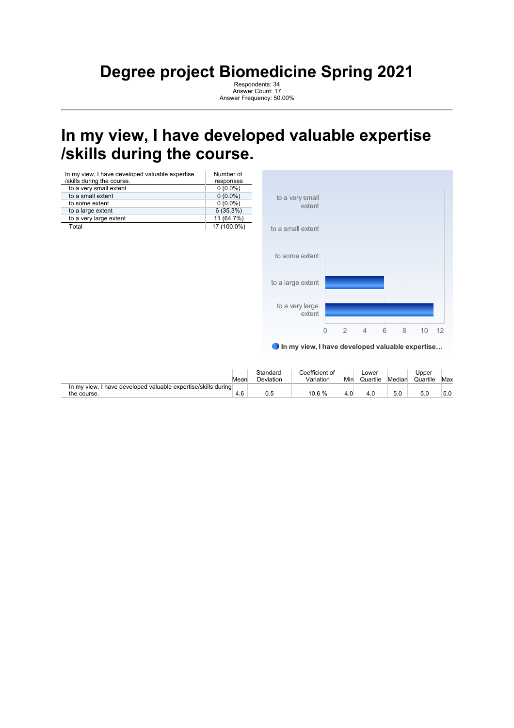# Degree project Biomedicine Spring 2021

Respondents: 34
Answer Count: 17
Answer Frequency: 50.00%

## In my view, I have developed valuable expertise /skills during the course.

| In my view, I have developed valuable expertise /skills during the course. | Number of responses |
|---|---|
| to a very small extent | 0 (0.0%) |
| to a small extent | 0 (0.0%) |
| to some extent | 0 (0.0%) |
| to a large extent | 6 (35.3%) |
| to a very large extent | 11 (64.7%) |
| Total | 17 (100.0%) |

| | Mean | Standard Deviation | Coefficient of Variation | Min | Lower Quartile | Median | Upper Quartile | Max |
|---|---|---|---|---|---|---|---|---|
| In my view, I have developed valuable expertise/skills during the course. | 4.6 | 0.5 | 10.6 % | 4.0 | 4.0 | 5.0 | 5.0 | 5.0 |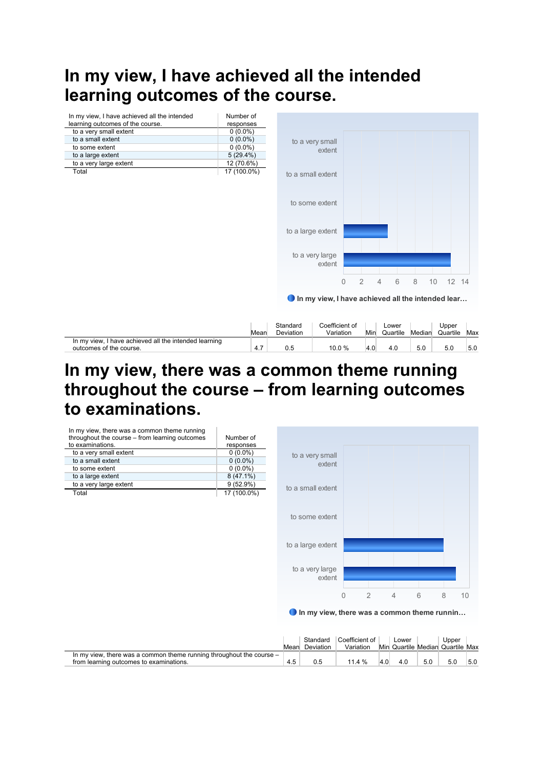# In my view, I have achieved all the intended learning outcomes of the course.

| In my view, I have achieved all the intended learning outcomes of the course. | Number of responses |
|---|---|
| to a very small extent | 0 (0.0%) |
| to a small extent | 0 (0.0%) |
| to some extent | 0 (0.0%) |
| to a large extent | 5 (29.4%) |
| to a very large extent | 12 (70.6%) |
| Total | 17 (100.0%) |

| | Mean | Standard Deviation | Coefficient of Variation | Min | Lower Quartile | Median | Upper Quartile | Max |
|---|---|---|---|---|---|---|---|---|
| In my view, I have achieved all the intended learning outcomes of the course. | 4.7 | 0.5 | 10.0 % | 4.0 | 4.0 | 5.0 | 5.0 | 5.0 |

# In my view, there was a common theme running throughout the course – from learning outcomes to examinations.

| In my view, there was a common theme running throughout the course – from learning outcomes to examinations. | Number of responses |
|---|---|
| to a very small extent | 0 (0.0%) |
| to a small extent | 0 (0.0%) |
| to some extent | 0 (0.0%) |
| to a large extent | 8 (47.1%) |
| to a very large extent | 9 (52.9%) |
| Total | 17 (100.0%) |

| | Mean | Standard Deviation | Coefficient of Variation | Min | Lower Quartile | Median | Upper Quartile | Max |
|---|---|---|---|---|---|---|---|---|
| In my view, there was a common theme running throughout the course – from learning outcomes to examinations. | 4.5 | 0.5 | 11.4 % | 4.0 | 4.0 | 5.0 | 5.0 | 5.0 |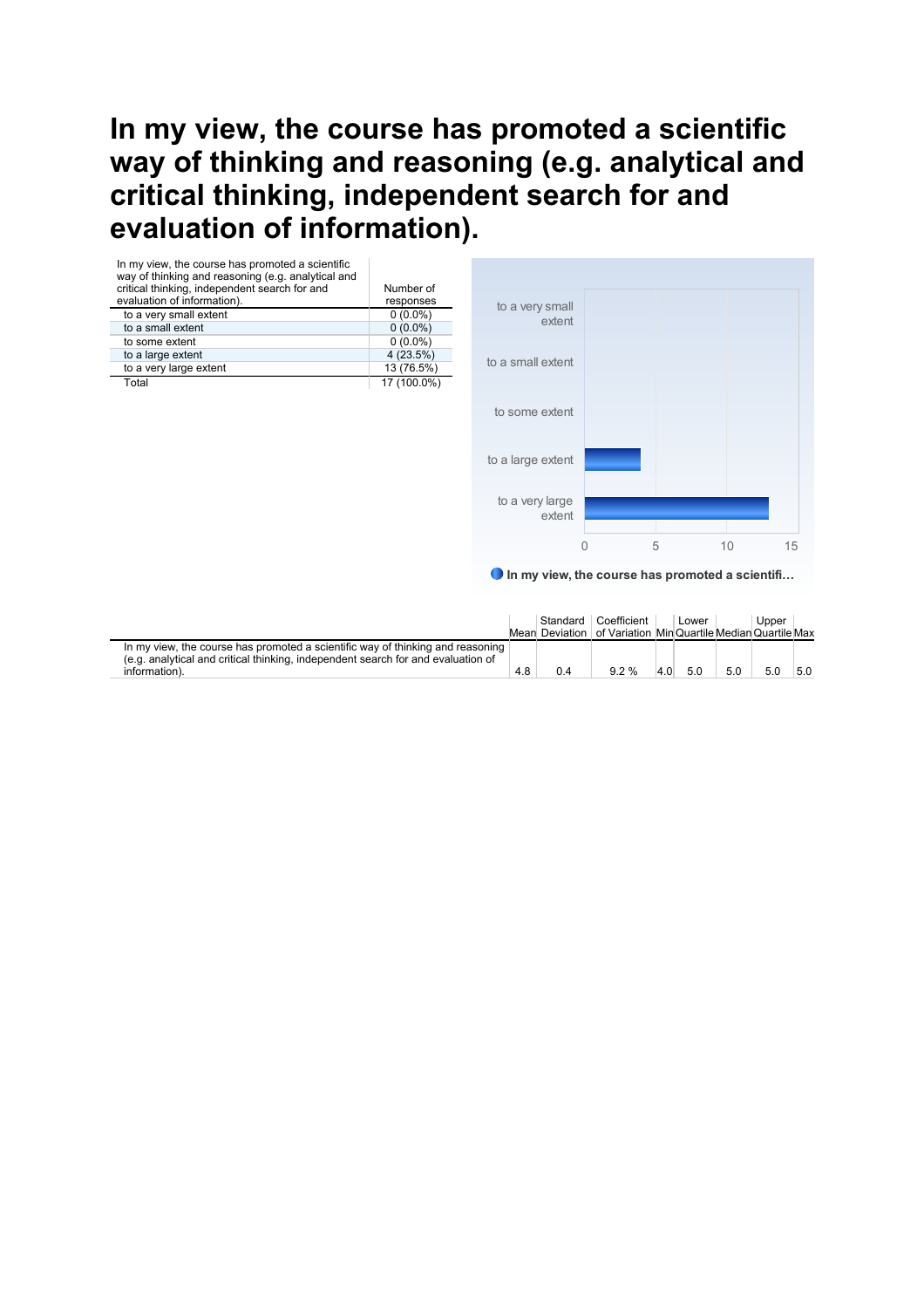# In my view, the course has promoted a scientific way of thinking and reasoning (e.g. analytical and critical thinking, independent search for and evaluation of information).

| In my view, the course has promoted a scientific way of thinking and reasoning (e.g. analytical and critical thinking, independent search for and evaluation of information). | Number of responses |
|---|---|
| to a very small extent | 0 (0.0%) |
| to a small extent | 0 (0.0%) |
| to some extent | 0 (0.0%) |
| to a large extent | 4 (23.5%) |
| to a very large extent | 13 (76.5%) |
| Total | 17 (100.0%) |

| | Mean | Standard Deviation | Coefficient of Variation | Min | Lower Quartile | Median | Upper Quartile | Max |
|---|---|---|---|---|---|---|---|---|
| In my view, the course has promoted a scientific way of thinking and reasoning (e.g. analytical and critical thinking, independent search for and evaluation of information). | 4.8 | 0.4 | 9.2 % | 4.0 | 5.0 | 5.0 | 5.0 | 5.0 |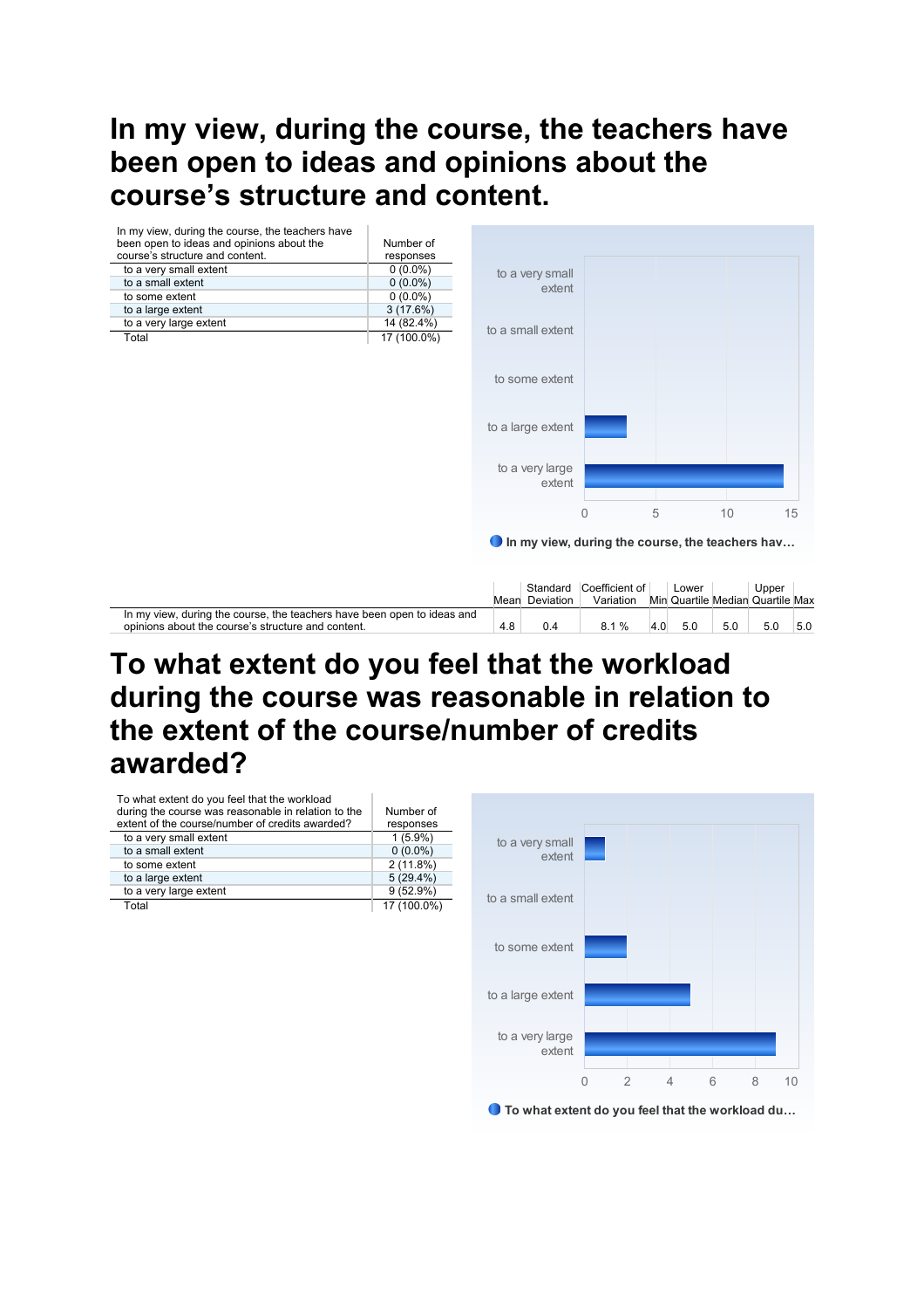# In my view, during the course, the teachers have been open to ideas and opinions about the course's structure and content.

| In my view, during the course, the teachers have been open to ideas and opinions about the course's structure and content. | Number of responses |
|---|---|
| to a very small extent | 0 (0.0%) |
| to a small extent | 0 (0.0%) |
| to some extent | 0 (0.0%) |
| to a large extent | 3 (17.6%) |
| to a very large extent | 14 (82.4%) |
| Total | 17 (100.0%) |

| | Mean | Standard Deviation | Coefficient of Variation | Min | Lower Quartile | Median | Upper Quartile | Max |
|---|---|---|---|---|---|---|---|---|
| In my view, during the course, the teachers have been open to ideas and opinions about the course's structure and content. | 4.8 | 0.4 | 8.1 % | 4.0 | 5.0 | 5.0 | 5.0 | 5.0 |

# To what extent do you feel that the workload during the course was reasonable in relation to the extent of the course/number of credits awarded?

| To what extent do you feel that the workload during the course was reasonable in relation to the extent of the course/number of credits awarded? | Number of responses |
|---|---|
| to a very small extent | 1 (5.9%) |
| to a small extent | 0 (0.0%) |
| to some extent | 2 (11.8%) |
| to a large extent | 5 (29.4%) |
| to a very large extent | 9 (52.9%) |
| Total | 17 (100.0%) |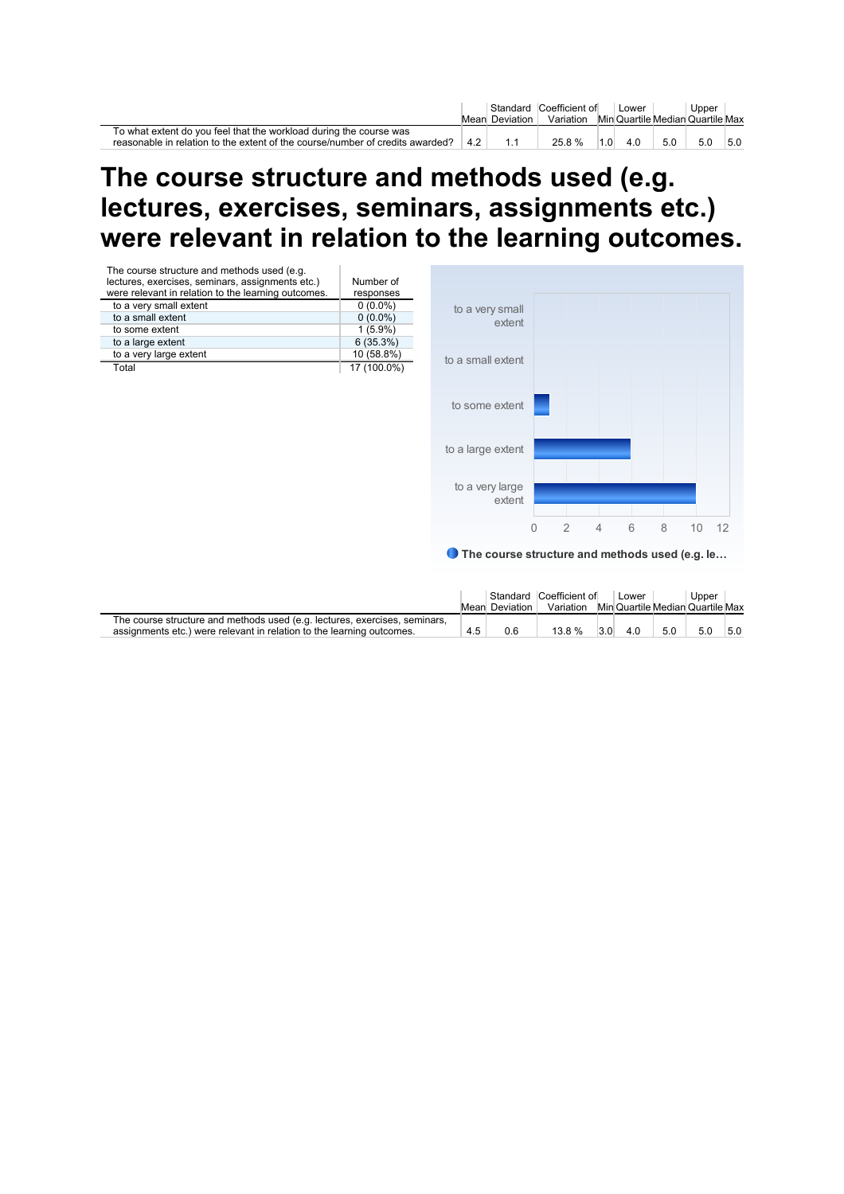| | Mean | Standard Deviation | Coefficient of Variation | Min | Lower Quartile | Median | Upper Quartile | Max |
|---|---|---|---|---|---|---|---|---|
| To what extent do you feel that the workload during the course was reasonable in relation to the extent of the course/number of credits awarded? | 4.2 | 1.1 | 25.8 % | 1.0 | 4.0 | 5.0 | 5.0 | 5.0 |

# The course structure and methods used (e.g. lectures, exercises, seminars, assignments etc.) were relevant in relation to the learning outcomes.

| The course structure and methods used (e.g. lectures, exercises, seminars, assignments etc.) were relevant in relation to the learning outcomes. | Number of responses |
|---|---|
| to a very small extent | 0 (0.0%) |
| to a small extent | 0 (0.0%) |
| to some extent | 1 (5.9%) |
| to a large extent | 6 (35.3%) |
| to a very large extent | 10 (58.8%) |
| Total | 17 (100.0%) |

| | Mean | Standard Deviation | Coefficient of Variation | Min | Lower Quartile | Median | Upper Quartile | Max |
|---|---|---|---|---|---|---|---|---|
| The course structure and methods used (e.g. lectures, exercises, seminars, assignments etc.) were relevant in relation to the learning outcomes. | 4.5 | 0.6 | 13.8 % | 3.0 | 4.0 | 5.0 | 5.0 | 5.0 |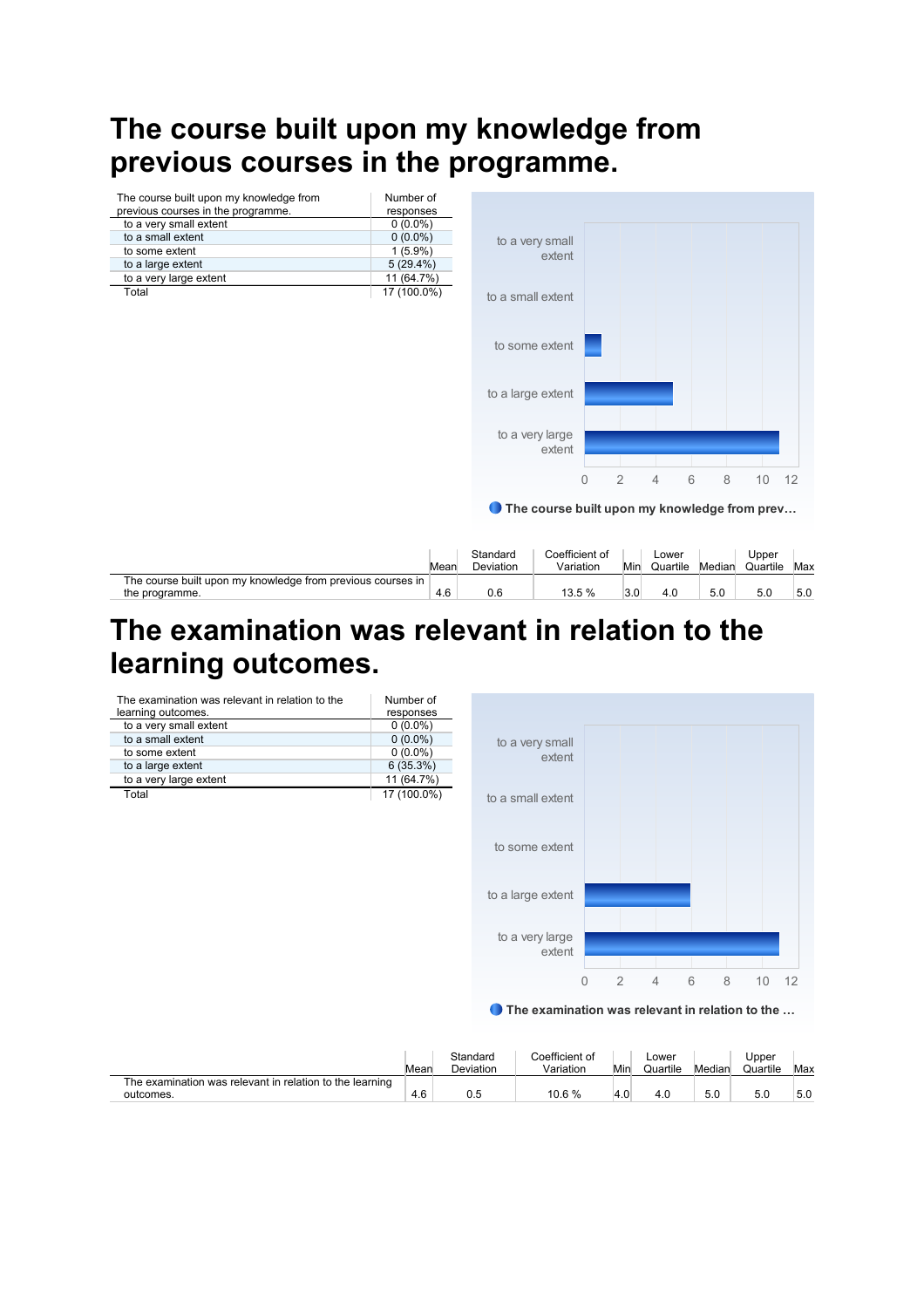# The course built upon my knowledge from previous courses in the programme.

| The course built upon my knowledge from previous courses in the programme. | Number of responses |
|---|---|
| to a very small extent | 0 (0.0%) |
| to a small extent | 0 (0.0%) |
| to some extent | 1 (5.9%) |
| to a large extent | 5 (29.4%) |
| to a very large extent | 11 (64.7%) |
| Total | 17 (100.0%) |

| | Mean | Standard Deviation | Coefficient of Variation | Min | Lower Quartile | Median | Upper Quartile | Max |
|---|---|---|---|---|---|---|---|---|
| The course built upon my knowledge from previous courses in the programme. | 4.6 | 0.6 | 13.5 % | 3.0 | 4.0 | 5.0 | 5.0 | 5.0 |

# The examination was relevant in relation to the learning outcomes.

| The examination was relevant in relation to the learning outcomes. | Number of responses |
|---|---|
| to a very small extent | 0 (0.0%) |
| to a small extent | 0 (0.0%) |
| to some extent | 0 (0.0%) |
| to a large extent | 6 (35.3%) |
| to a very large extent | 11 (64.7%) |
| Total | 17 (100.0%) |

| | Mean | Standard Deviation | Coefficient of Variation | Min | Lower Quartile | Median | Upper Quartile | Max |
|---|---|---|---|---|---|---|---|---|
| The examination was relevant in relation to the learning outcomes. | 4.6 | 0.5 | 10.6 % | 4.0 | 4.0 | 5.0 | 5.0 | 5.0 |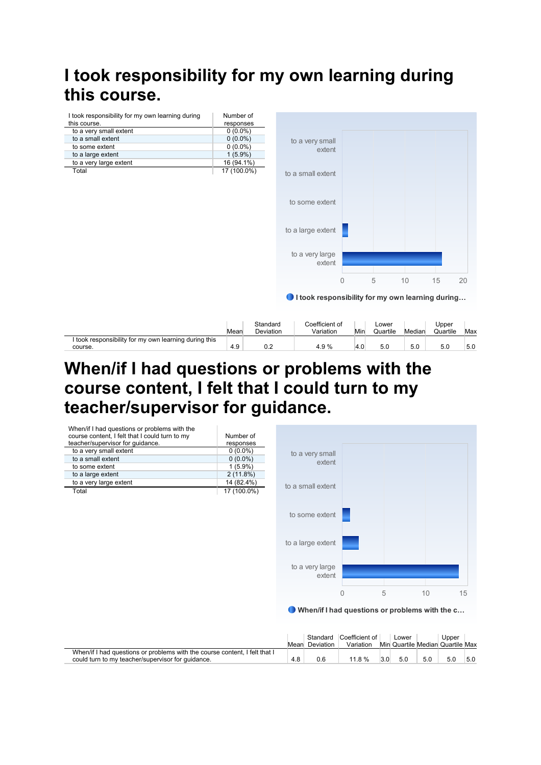# I took responsibility for my own learning during this course.

| I took responsibility for my own learning during this course. | Number of responses |
|---|---|
| to a very small extent | 0 (0.0%) |
| to a small extent | 0 (0.0%) |
| to some extent | 0 (0.0%) |
| to a large extent | 1 (5.9%) |
| to a very large extent | 16 (94.1%) |
| Total | 17 (100.0%) |

| | Mean | Standard Deviation | Coefficient of Variation | Min | Lower Quartile | Median | Upper Quartile | Max |
|---|---|---|---|---|---|---|---|---|
| I took responsibility for my own learning during this course. | 4.9 | 0.2 | 4.9 % | 4.0 | 5.0 | 5.0 | 5.0 | 5.0 |

# When/if I had questions or problems with the course content, I felt that I could turn to my teacher/supervisor for guidance.

| When/if I had questions or problems with the course content, I felt that I could turn to my teacher/supervisor for guidance. | Number of responses |
|---|---|
| to a very small extent | 0 (0.0%) |
| to a small extent | 0 (0.0%) |
| to some extent | 1 (5.9%) |
| to a large extent | 2 (11.8%) |
| to a very large extent | 14 (82.4%) |
| Total | 17 (100.0%) |

| | Mean | Standard Deviation | Coefficient of Variation | Min | Lower Quartile | Median | Upper Quartile | Max |
|---|---|---|---|---|---|---|---|---|
| When/if I had questions or problems with the course content, I felt that I could turn to my teacher/supervisor for guidance. | 4.8 | 0.6 | 11.8 % | 3.0 | 5.0 | 5.0 | 5.0 | 5.0 |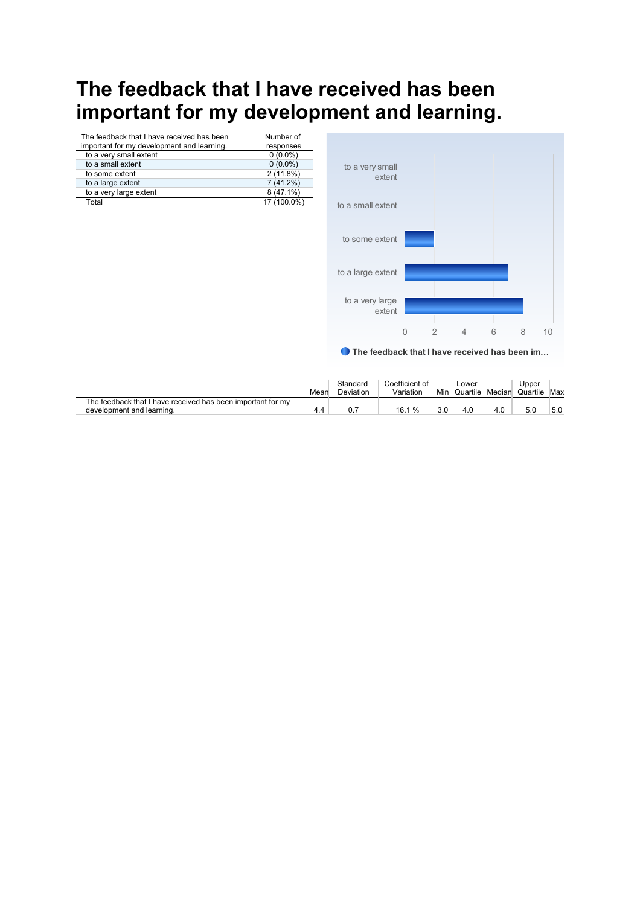# The feedback that I have received has been important for my development and learning.

| The feedback that I have received has been important for my development and learning. | Number of responses |
|---|---|
| to a very small extent | 0 (0.0%) |
| to a small extent | 0 (0.0%) |
| to some extent | 2 (11.8%) |
| to a large extent | 7 (41.2%) |
| to a very large extent | 8 (47.1%) |
| Total | 17 (100.0%) |

| | Mean | Standard Deviation | Coefficient of Variation | Min | Lower Quartile | Median | Upper Quartile | Max |
|---|---|---|---|---|---|---|---|---|
| The feedback that I have received has been important for my development and learning. | 4.4 | 0.7 | 16.1 % | 3.0 | 4.0 | 4.0 | 5.0 | 5.0 |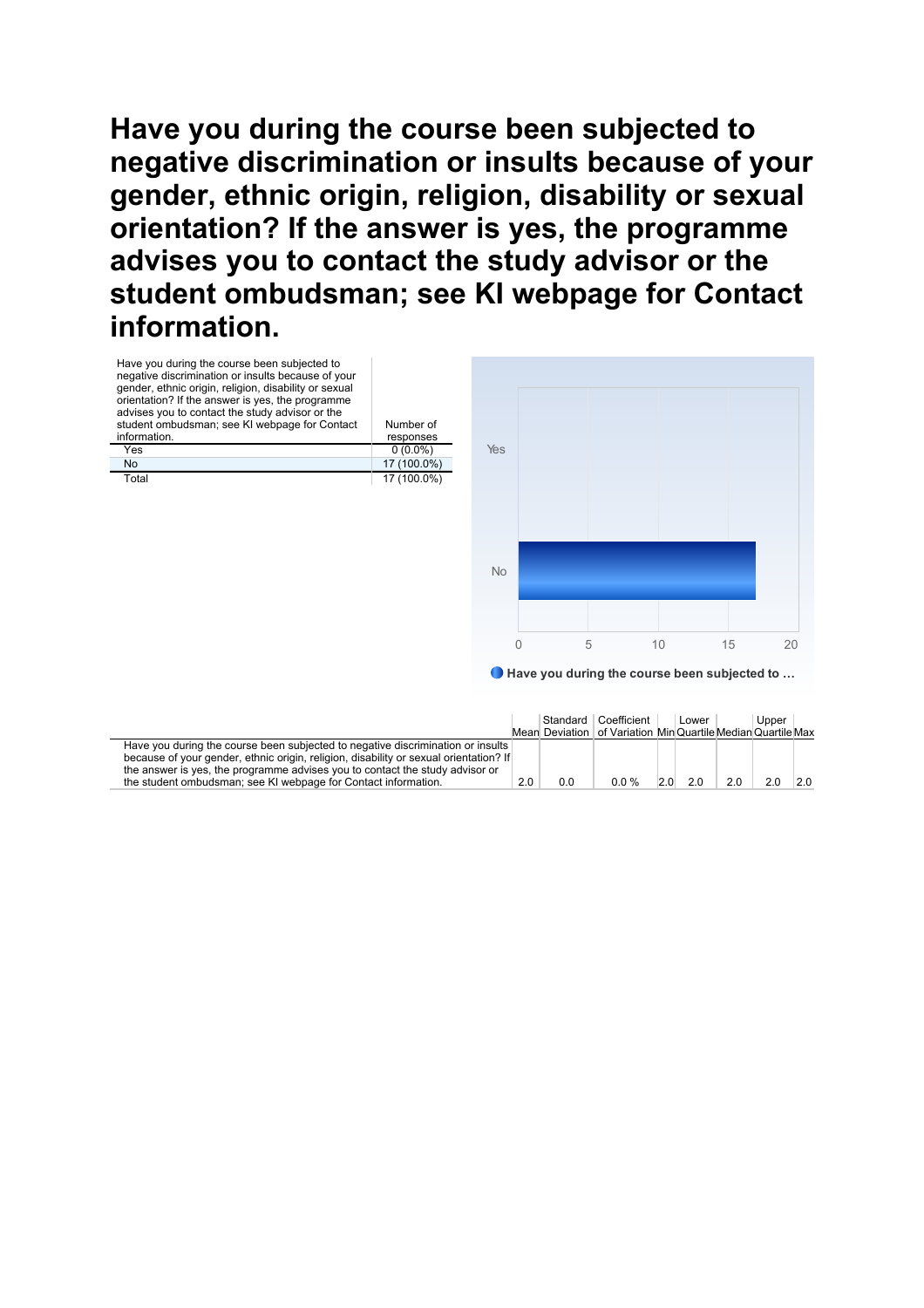# Have you during the course been subjected to negative discrimination or insults because of your gender, ethnic origin, religion, disability or sexual orientation? If the answer is yes, the programme advises you to contact the study advisor or the student ombudsman; see KI webpage for Contact information.

| Have you during the course been subjected to negative discrimination or insults because of your gender, ethnic origin, religion, disability or sexual orientation? If the answer is yes, the programme advises you to contact the study advisor or the student ombudsman; see KI webpage for Contact information. | Number of responses |
|---|---|
| Yes | 0 (0.0%) |
| No | 17 (100.0%) |
| Total | 17 (100.0%) |

| | Mean | Standard Deviation | Coefficient of Variation | Min | Lower Quartile | Median | Upper Quartile | Max |
|---|---|---|---|---|---|---|---|---|
| Have you during the course been subjected to negative discrimination or insults because of your gender, ethnic origin, religion, disability or sexual orientation? If the answer is yes, the programme advises you to contact the study advisor or the student ombudsman; see KI webpage for Contact information. | 2.0 | 0.0 | 0.0 % | 2.0 | 2.0 | 2.0 | 2.0 | 2.0 |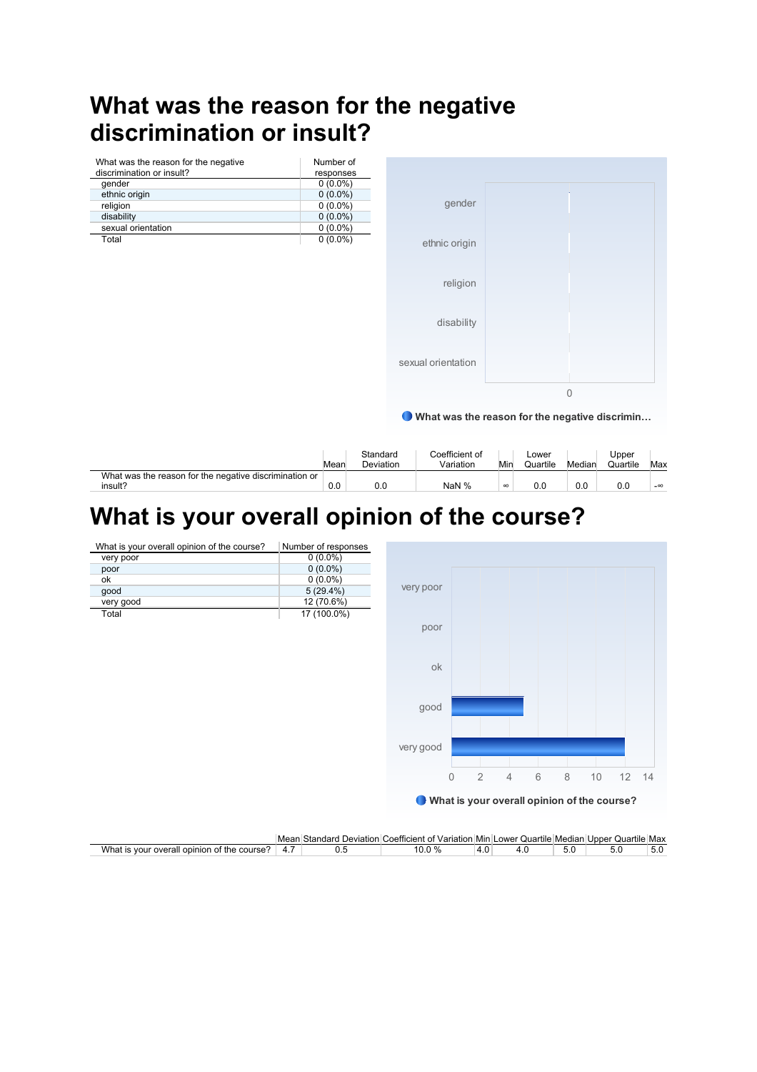# What was the reason for the negative discrimination or insult?

| What was the reason for the negative discrimination or insult? | Number of responses |
|---|---|
| gender | 0 (0.0%) |
| ethnic origin | 0 (0.0%) |
| religion | 0 (0.0%) |
| disability | 0 (0.0%) |
| sexual orientation | 0 (0.0%) |
| Total | 0 (0.0%) |

|  | Mean | Standard Deviation | Coefficient of Variation | Min | Lower Quartile | Median | Upper Quartile | Max |
|---|---|---|---|---|---|---|---|---|
| What was the reason for the negative discrimination or insult? | 0.0 | 0.0 | NaN % | ∞ | 0.0 | 0.0 | 0.0 | -∞ |

# What is your overall opinion of the course?

| What is your overall opinion of the course? | Number of responses |
|---|---|
| very poor | 0 (0.0%) |
| poor | 0 (0.0%) |
| ok | 0 (0.0%) |
| good | 5 (29.4%) |
| very good | 12 (70.6%) |
| Total | 17 (100.0%) |

|  | Mean | Standard Deviation | Coefficient of Variation | Min | Lower Quartile | Median | Upper Quartile | Max |
|---|---|---|---|---|---|---|---|---|
| What is your overall opinion of the course? | 4.7 | 0.5 | 10.0 % | 4.0 | 4.0 | 5.0 | 5.0 | 5.0 |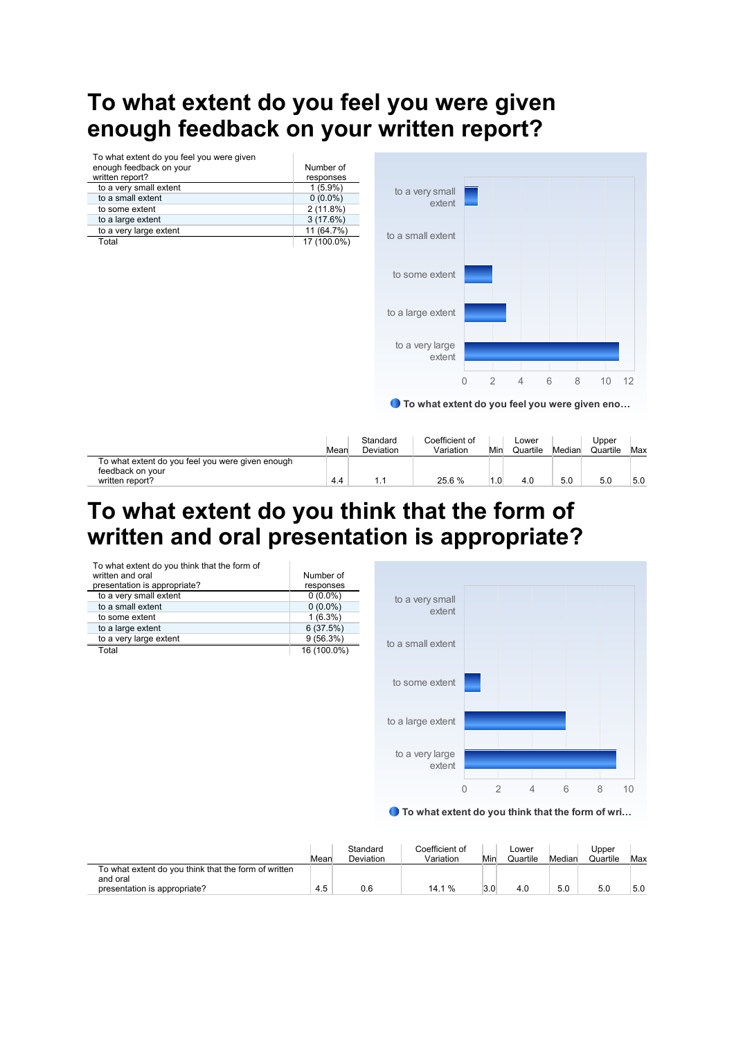# To what extent do you feel you were given enough feedback on your written report?

| To what extent do you feel you were given enough feedback on your written report? | Number of responses |
|---|---|
| to a very small extent | 1 (5.9%) |
| to a small extent | 0 (0.0%) |
| to some extent | 2 (11.8%) |
| to a large extent | 3 (17.6%) |
| to a very large extent | 11 (64.7%) |
| Total | 17 (100.0%) |

| | Mean | Standard Deviation | Coefficient of Variation | Min | Lower Quartile | Median | Upper Quartile | Max |
|---|---|---|---|---|---|---|---|---|
| To what extent do you feel you were given enough feedback on your written report? | 4.4 | 1.1 | 25.6 % | 1.0 | 4.0 | 5.0 | 5.0 | 5.0 |

# To what extent do you think that the form of written and oral presentation is appropriate?

| To what extent do you think that the form of written and oral presentation is appropriate? | Number of responses |
|---|---|
| to a very small extent | 0 (0.0%) |
| to a small extent | 0 (0.0%) |
| to some extent | 1 (6.3%) |
| to a large extent | 6 (37.5%) |
| to a very large extent | 9 (56.3%) |
| Total | 16 (100.0%) |

| | Mean | Standard Deviation | Coefficient of Variation | Min | Lower Quartile | Median | Upper Quartile | Max |
|---|---|---|---|---|---|---|---|---|
| To what extent do you think that the form of written and oral presentation is appropriate? | 4.5 | 0.6 | 14.1 % | 3.0 | 4.0 | 5.0 | 5.0 | 5.0 |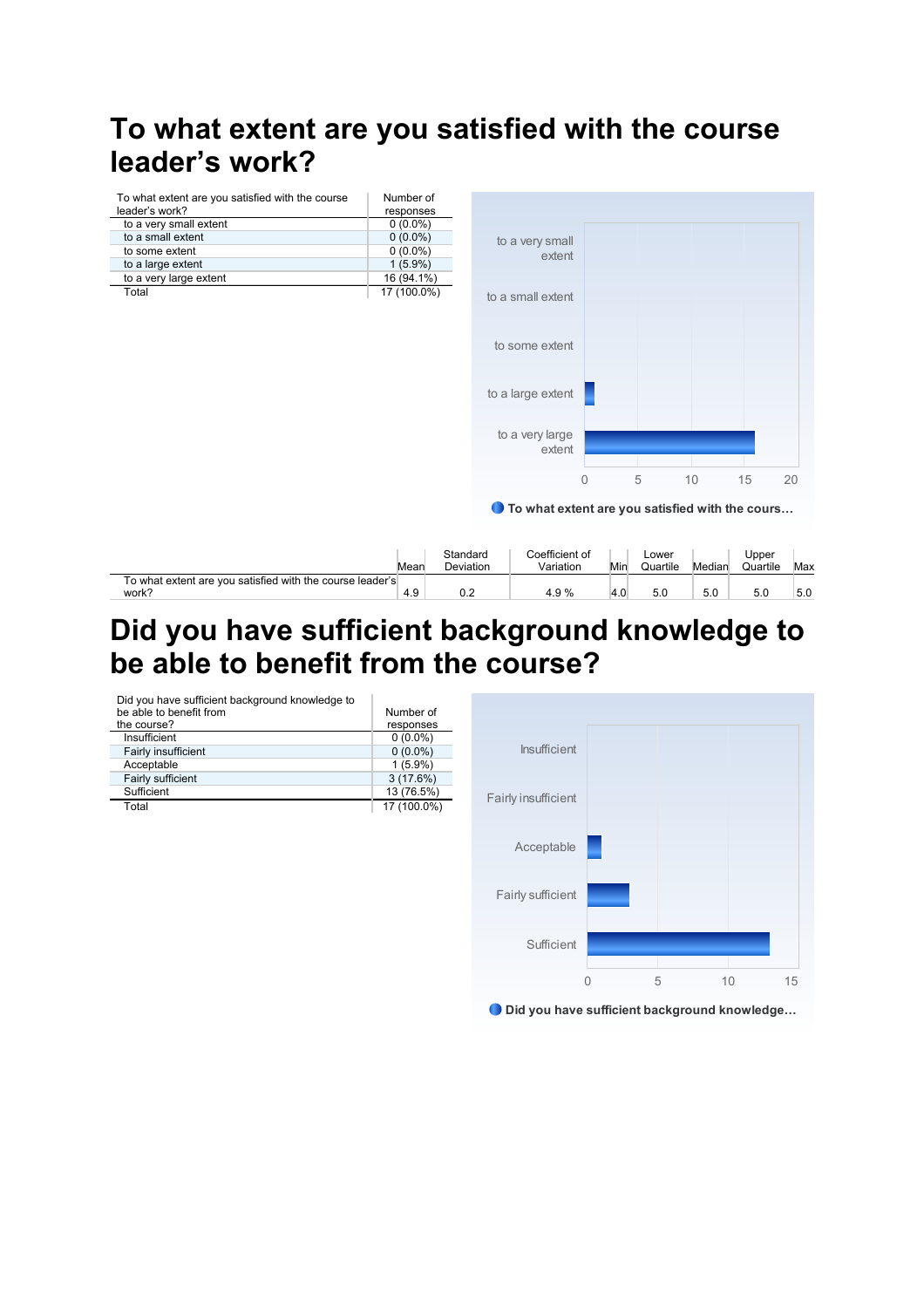# To what extent are you satisfied with the course leader's work?

| To what extent are you satisfied with the course leader's work? | Number of responses |
| --- | --- |
| to a very small extent | 0 (0.0%) |
| to a small extent | 0 (0.0%) |
| to some extent | 0 (0.0%) |
| to a large extent | 1 (5.9%) |
| to a very large extent | 16 (94.1%) |
| Total | 17 (100.0%) |

|  | Mean | Standard Deviation | Coefficient of Variation | Min | Lower Quartile | Median | Upper Quartile | Max |
| --- | --- | --- | --- | --- | --- | --- | --- | --- |
| To what extent are you satisfied with the course leader's work? | 4.9 | 0.2 | 4.9 % | 4.0 | 5.0 | 5.0 | 5.0 | 5.0 |

# Did you have sufficient background knowledge to be able to benefit from the course?

| Did you have sufficient background knowledge to be able to benefit from the course? | Number of responses |
| --- | --- |
| Insufficient | 0 (0.0%) |
| Fairly insufficient | 0 (0.0%) |
| Acceptable | 1 (5.9%) |
| Fairly sufficient | 3 (17.6%) |
| Sufficient | 13 (76.5%) |
| Total | 17 (100.0%) |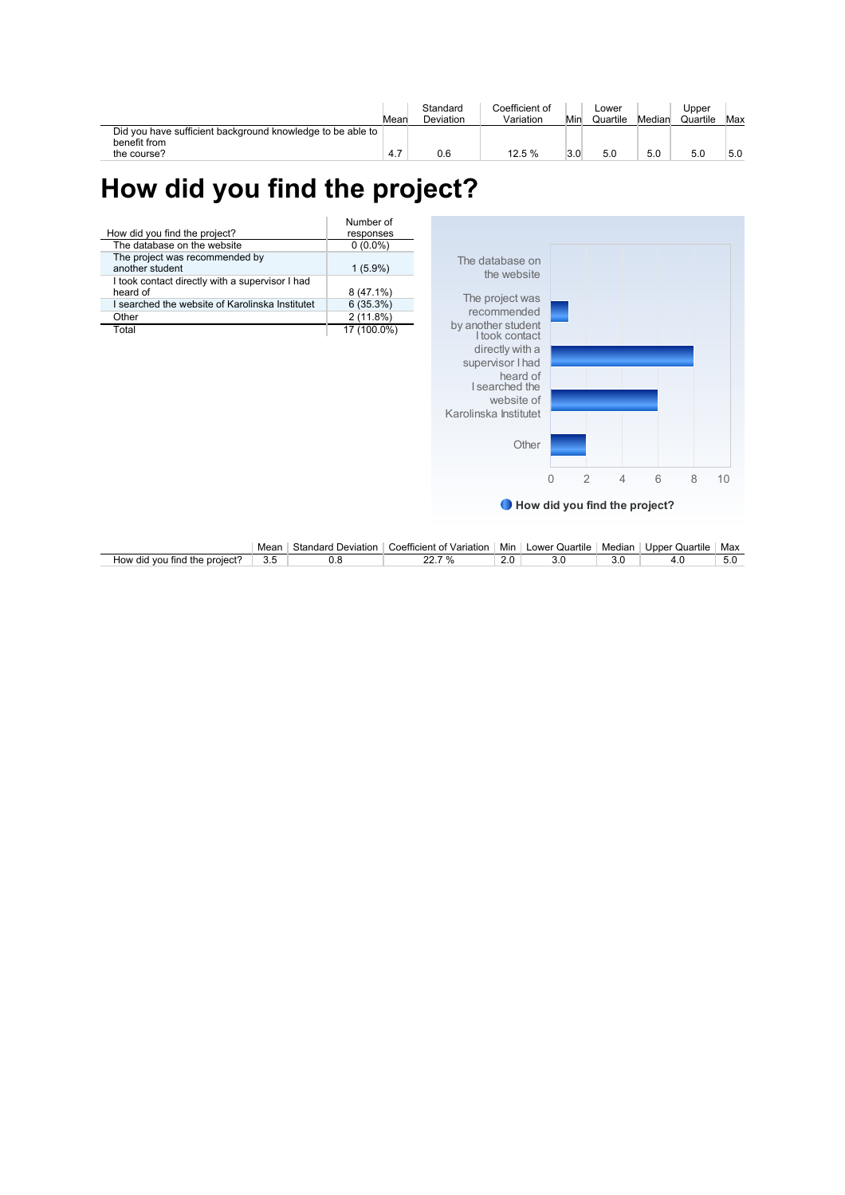| | Mean | Standard Deviation | Coefficient of Variation | Min | Lower Quartile | Median | Upper Quartile | Max |
|---|---|---|---|---|---|---|---|---|
| Did you have sufficient background knowledge to be able to benefit from the course? | 4.7 | 0.6 | 12.5 % | 3.0 | 5.0 | 5.0 | 5.0 | 5.0 |

# How did you find the project?

| How did you find the project? | Number of responses |
|---|---|
| The database on the website | 0 (0.0%) |
| The project was recommended by another student | 1 (5.9%) |
| I took contact directly with a supervisor I had heard of | 8 (47.1%) |
| I searched the website of Karolinska Institutet | 6 (35.3%) |
| Other | 2 (11.8%) |
| Total | 17 (100.0%) |

| | Mean | Standard Deviation | Coefficient of Variation | Min | Lower Quartile | Median | Upper Quartile | Max |
|---|---|---|---|---|---|---|---|---|
| How did you find the project? | 3.5 | 0.8 | 22.7 % | 2.0 | 3.0 | 3.0 | 4.0 | 5.0 |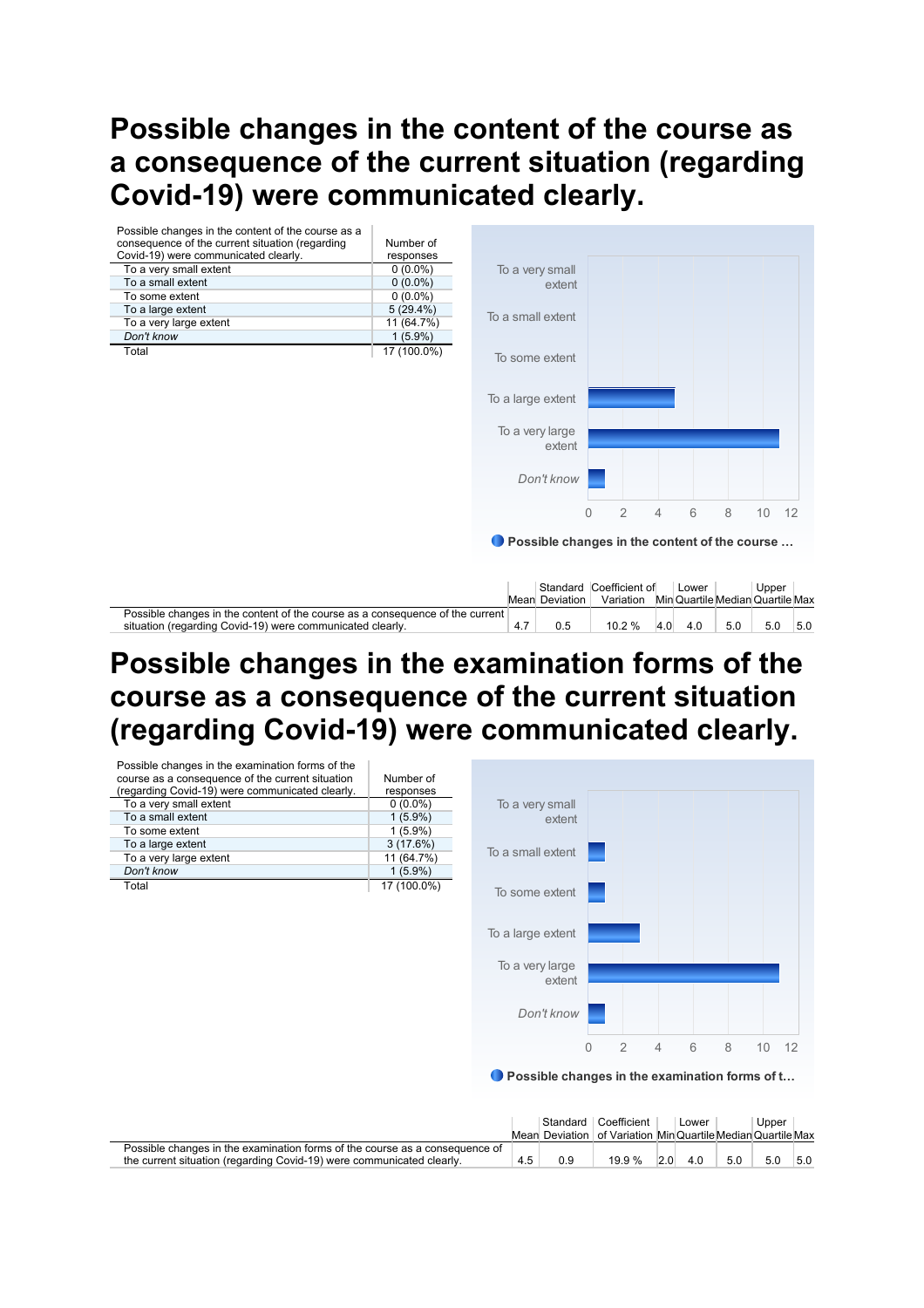# Possible changes in the content of the course as a consequence of the current situation (regarding Covid-19) were communicated clearly.

| Possible changes in the content of the course as a consequence of the current situation (regarding Covid-19) were communicated clearly. | Number of responses |
|---|---|
| To a very small extent | 0 (0.0%) |
| To a small extent | 0 (0.0%) |
| To some extent | 0 (0.0%) |
| To a large extent | 5 (29.4%) |
| To a very large extent | 11 (64.7%) |
| *Don't know* | 1 (5.9%) |
| Total | 17 (100.0%) |

| | Mean | Standard Deviation | Coefficient of Variation | Min | Lower Quartile | Median | Upper Quartile | Max |
|---|---|---|---|---|---|---|---|---|
| Possible changes in the content of the course as a consequence of the current situation (regarding Covid-19) were communicated clearly. | 4.7 | 0.5 | 10.2 % | 4.0 | 4.0 | 5.0 | 5.0 | 5.0 |

# Possible changes in the examination forms of the course as a consequence of the current situation (regarding Covid-19) were communicated clearly.

| Possible changes in the examination forms of the course as a consequence of the current situation (regarding Covid-19) were communicated clearly. | Number of responses |
|---|---|
| To a very small extent | 0 (0.0%) |
| To a small extent | 1 (5.9%) |
| To some extent | 1 (5.9%) |
| To a large extent | 3 (17.6%) |
| To a very large extent | 11 (64.7%) |
| *Don't know* | 1 (5.9%) |
| Total | 17 (100.0%) |

| | Mean | Standard Deviation | Coefficient of Variation | Min | Lower Quartile | Median | Upper Quartile | Max |
|---|---|---|---|---|---|---|---|---|
| Possible changes in the examination forms of the course as a consequence of the current situation (regarding Covid-19) were communicated clearly. | 4.5 | 0.9 | 19.9 % | 2.0 | 4.0 | 5.0 | 5.0 | 5.0 |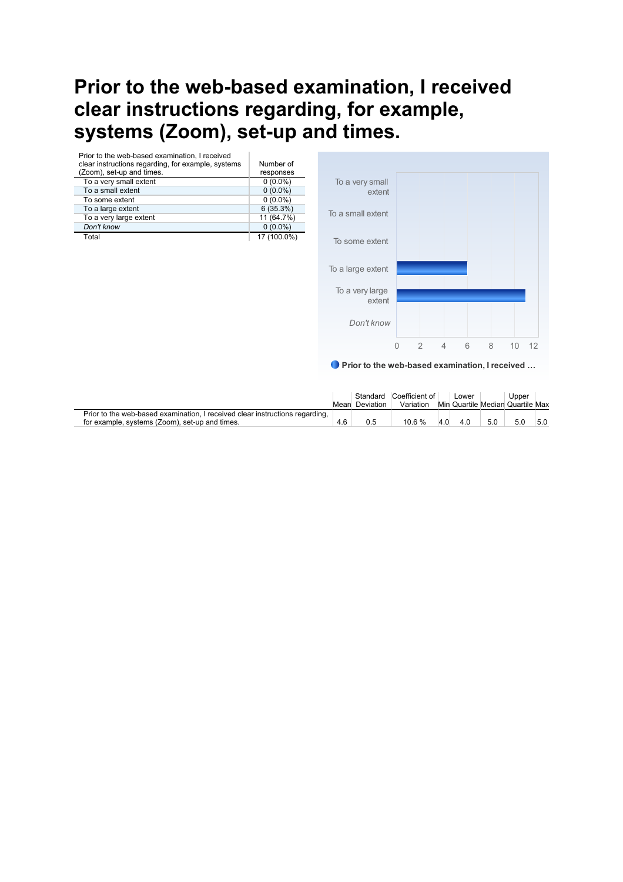# Prior to the web-based examination, I received clear instructions regarding, for example, systems (Zoom), set-up and times.

| Prior to the web-based examination, I received clear instructions regarding, for example, systems (Zoom), set-up and times. | Number of responses |
|---|---|
| To a very small extent | 0 (0.0%) |
| To a small extent | 0 (0.0%) |
| To some extent | 0 (0.0%) |
| To a large extent | 6 (35.3%) |
| To a very large extent | 11 (64.7%) |
| *Don't know* | 0 (0.0%) |
| Total | 17 (100.0%) |

| | Mean | Standard Deviation | Coefficient of Variation | Min | Lower Quartile | Median | Upper Quartile | Max |
|---|---|---|---|---|---|---|---|---|
| Prior to the web-based examination, I received clear instructions regarding, for example, systems (Zoom), set-up and times. | 4.6 | 0.5 | 10.6 % | 4.0 | 4.0 | 5.0 | 5.0 | 5.0 |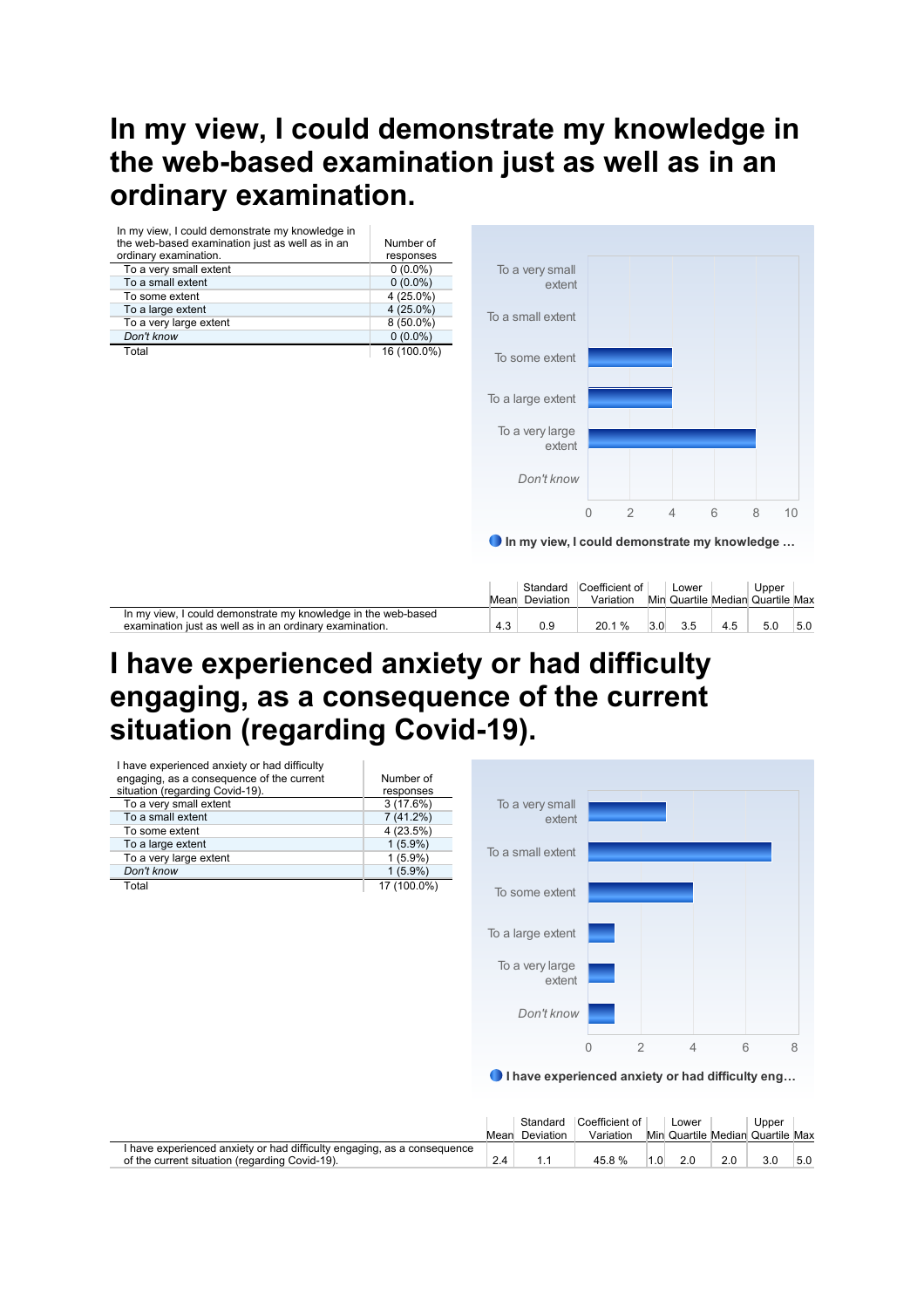# In my view, I could demonstrate my knowledge in the web-based examination just as well as in an ordinary examination.

| In my view, I could demonstrate my knowledge in the web-based examination just as well as in an ordinary examination. | Number of responses |
|---|---|
| To a very small extent | 0 (0.0%) |
| To a small extent | 0 (0.0%) |
| To some extent | 4 (25.0%) |
| To a large extent | 4 (25.0%) |
| To a very large extent | 8 (50.0%) |
| *Don't know* | 0 (0.0%) |
| Total | 16 (100.0%) |

To a very small extent
To a small extent
To some extent
To a large extent
To a very large extent
*Don't know*
0 2 4 6 8 10
In my view, I could demonstrate my knowledge ...

| | Mean | Standard Deviation | Coefficient of Variation | Min | Lower Quartile | Median | Upper Quartile | Max |
|---|---|---|---|---|---|---|---|---|
| In my view, I could demonstrate my knowledge in the web-based examination just as well as in an ordinary examination. | 4.3 | 0.9 | 20.1 % | 3.0 | 3.5 | 4.5 | 5.0 | 5.0 |

# I have experienced anxiety or had difficulty engaging, as a consequence of the current situation (regarding Covid-19).

| I have experienced anxiety or had difficulty engaging, as a consequence of the current situation (regarding Covid-19). | Number of responses |
|---|---|
| To a very small extent | 3 (17.6%) |
| To a small extent | 7 (41.2%) |
| To some extent | 4 (23.5%) |
| To a large extent | 1 (5.9%) |
| To a very large extent | 1 (5.9%) |
| *Don't know* | 1 (5.9%) |
| Total | 17 (100.0%) |

To a very small extent
To a small extent
To some extent
To a large extent
To a very large extent
*Don't know*
0 2 4 6 8
I have experienced anxiety or had difficulty eng...

| | Mean | Standard Deviation | Coefficient of Variation | Min | Lower Quartile | Median | Upper Quartile | Max |
|---|---|---|---|---|---|---|---|---|
| I have experienced anxiety or had difficulty engaging, as a consequence of the current situation (regarding Covid-19). | 2.4 | 1.1 | 45.8 % | 1.0 | 2.0 | 2.0 | 3.0 | 5.0 |